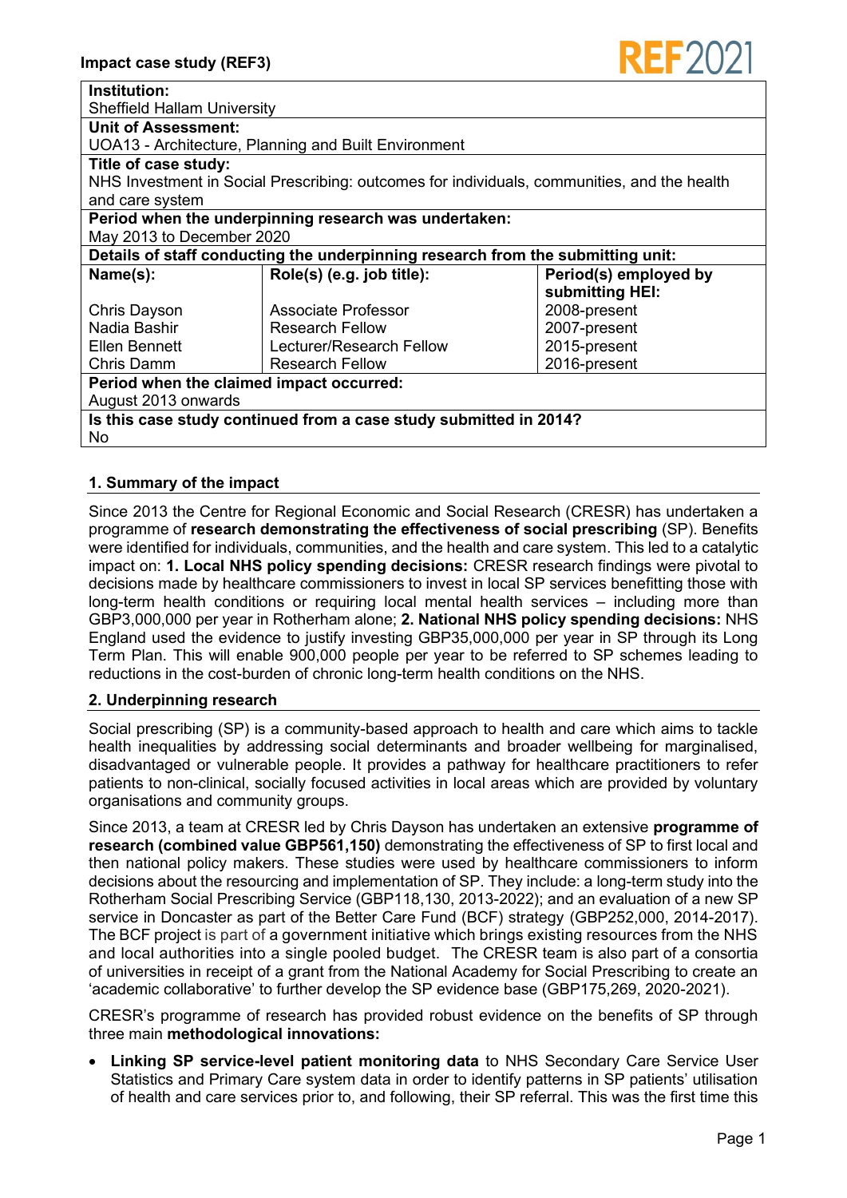**Impact case study (REF3)**

| **Institution:** | | |
|---|---|---|
| Sheffield Hallam University | | |
| **Unit of Assessment:** | | |
| UOA13 - Architecture, Planning and Built Environment | | |
| **Title of case study:** | | |
| NHS Investment in Social Prescribing: outcomes for individuals, communities, and the health and care system | | |
| **Period when the underpinning research was undertaken:** | | |
| May 2013 to December 2020 | | |
| **Details of staff conducting the underpinning research from the submitting unit:** | | |
| **Name(s):** | **Role(s) (e.g. job title):** | **Period(s) employed by submitting HEI:** |
| Chris Dayson | Associate Professor | 2008-present |
| Nadia Bashir | Research Fellow | 2007-present |
| Ellen Bennett | Lecturer/Research Fellow | 2015-present |
| Chris Damm | Research Fellow | 2016-present |
| **Period when the claimed impact occurred:** | | |
| August 2013 onwards | | |
| **Is this case study continued from a case study submitted in 2014?** | | |
| No | | |

## 1. Summary of the impact

Since 2013 the Centre for Regional Economic and Social Research (CRESR) has undertaken a programme of **research demonstrating the effectiveness of social prescribing** (SP). Benefits were identified for individuals, communities, and the health and care system. This led to a catalytic impact on: **1. Local NHS policy spending decisions:** CRESR research findings were pivotal to decisions made by healthcare commissioners to invest in local SP services benefitting those with long-term health conditions or requiring local mental health services – including more than GBP3,000,000 per year in Rotherham alone; **2. National NHS policy spending decisions:** NHS England used the evidence to justify investing GBP35,000,000 per year in SP through its Long Term Plan. This will enable 900,000 people per year to be referred to SP schemes leading to reductions in the cost-burden of chronic long-term health conditions on the NHS.

## 2. Underpinning research

Social prescribing (SP) is a community-based approach to health and care which aims to tackle health inequalities by addressing social determinants and broader wellbeing for marginalised, disadvantaged or vulnerable people. It provides a pathway for healthcare practitioners to refer patients to non-clinical, socially focused activities in local areas which are provided by voluntary organisations and community groups.

Since 2013, a team at CRESR led by Chris Dayson has undertaken an extensive **programme of research (combined value GBP561,150)** demonstrating the effectiveness of SP to first local and then national policy makers. These studies were used by healthcare commissioners to inform decisions about the resourcing and implementation of SP. They include: a long-term study into the Rotherham Social Prescribing Service (GBP118,130, 2013-2022); and an evaluation of a new SP service in Doncaster as part of the Better Care Fund (BCF) strategy (GBP252,000, 2014-2017). The BCF project is part of a government initiative which brings existing resources from the NHS and local authorities into a single pooled budget. The CRESR team is also part of a consortia of universities in receipt of a grant from the National Academy for Social Prescribing to create an 'academic collaborative' to further develop the SP evidence base (GBP175,269, 2020-2021).

CRESR's programme of research has provided robust evidence on the benefits of SP through three main **methodological innovations:**

- **Linking SP service-level patient monitoring data** to NHS Secondary Care Service User Statistics and Primary Care system data in order to identify patterns in SP patients' utilisation of health and care services prior to, and following, their SP referral. This was the first time this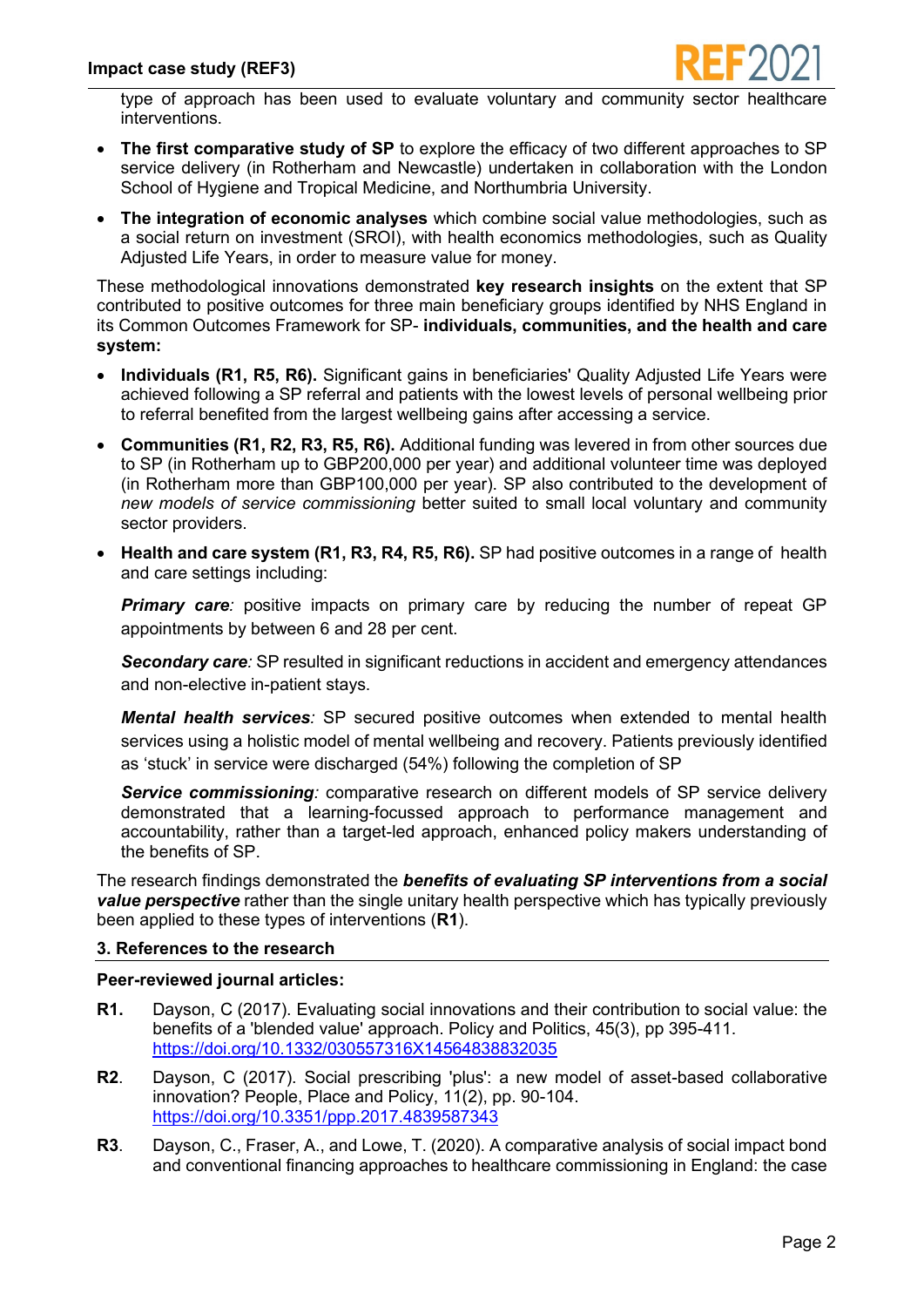type of approach has been used to evaluate voluntary and community sector healthcare interventions.

- **The first comparative study of SP** to explore the efficacy of two different approaches to SP service delivery (in Rotherham and Newcastle) undertaken in collaboration with the London School of Hygiene and Tropical Medicine, and Northumbria University.
- **The integration of economic analyses** which combine social value methodologies, such as a social return on investment (SROI), with health economics methodologies, such as Quality Adjusted Life Years, in order to measure value for money.

These methodological innovations demonstrated **key research insights** on the extent that SP contributed to positive outcomes for three main beneficiary groups identified by NHS England in its Common Outcomes Framework for SP- **individuals, communities, and the health and care system:**

- **Individuals (R1, R5, R6).** Significant gains in beneficiaries' Quality Adjusted Life Years were achieved following a SP referral and patients with the lowest levels of personal wellbeing prior to referral benefited from the largest wellbeing gains after accessing a service.
- **Communities (R1, R2, R3, R5, R6).** Additional funding was levered in from other sources due to SP (in Rotherham up to GBP200,000 per year) and additional volunteer time was deployed (in Rotherham more than GBP100,000 per year). SP also contributed to the development of *new models of service commissioning* better suited to small local voluntary and community sector providers.
- **Health and care system (R1, R3, R4, R5, R6).** SP had positive outcomes in a range of health and care settings including:

  ***Primary care:*** positive impacts on primary care by reducing the number of repeat GP appointments by between 6 and 28 per cent.

  ***Secondary care:*** SP resulted in significant reductions in accident and emergency attendances and non-elective in-patient stays.

  ***Mental health services:*** SP secured positive outcomes when extended to mental health services using a holistic model of mental wellbeing and recovery. Patients previously identified as 'stuck' in service were discharged (54%) following the completion of SP

  ***Service commissioning:*** comparative research on different models of SP service delivery demonstrated that a learning-focussed approach to performance management and accountability, rather than a target-led approach, enhanced policy makers understanding of the benefits of SP.

The research findings demonstrated the ***benefits of evaluating SP interventions from a social value perspective*** rather than the single unitary health perspective which has typically previously been applied to these types of interventions (**R1**).

### 3. References to the research

**Peer-reviewed journal articles:**

**R1.** Dayson, C (2017). Evaluating social innovations and their contribution to social value: the benefits of a 'blended value' approach. Policy and Politics, 45(3), pp 395-411. https://doi.org/10.1332/030557316X14564838832035

**R2**. Dayson, C (2017). Social prescribing 'plus': a new model of asset-based collaborative innovation? People, Place and Policy, 11(2), pp. 90-104. https://doi.org/10.3351/ppp.2017.4839587343

**R3**. Dayson, C., Fraser, A., and Lowe, T. (2020). A comparative analysis of social impact bond and conventional financing approaches to healthcare commissioning in England: the case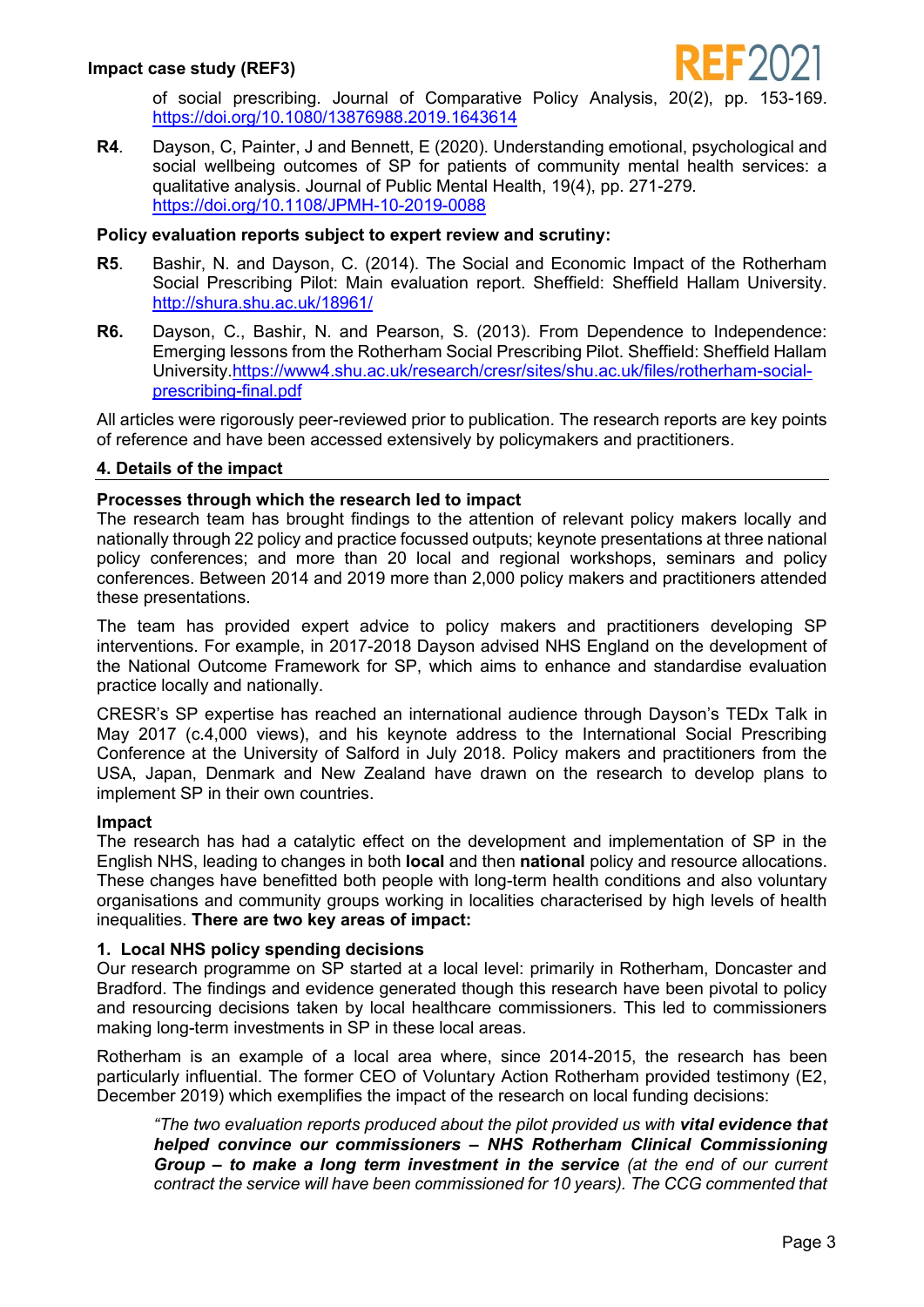of social prescribing. Journal of Comparative Policy Analysis, 20(2), pp. 153-169. https://doi.org/10.1080/13876988.2019.1643614

**R4**. Dayson, C, Painter, J and Bennett, E (2020). Understanding emotional, psychological and social wellbeing outcomes of SP for patients of community mental health services: a qualitative analysis. Journal of Public Mental Health, 19(4), pp. 271-279. https://doi.org/10.1108/JPMH-10-2019-0088

**Policy evaluation reports subject to expert review and scrutiny:**

**R5**. Bashir, N. and Dayson, C. (2014). The Social and Economic Impact of the Rotherham Social Prescribing Pilot: Main evaluation report. Sheffield: Sheffield Hallam University. http://shura.shu.ac.uk/18961/

**R6.** Dayson, C., Bashir, N. and Pearson, S. (2013). From Dependence to Independence: Emerging lessons from the Rotherham Social Prescribing Pilot. Sheffield: Sheffield Hallam University.https://www4.shu.ac.uk/research/cresr/sites/shu.ac.uk/files/rotherham-social-prescribing-final.pdf

All articles were rigorously peer-reviewed prior to publication. The research reports are key points of reference and have been accessed extensively by policymakers and practitioners.

## 4. Details of the impact

**Processes through which the research led to impact**

The research team has brought findings to the attention of relevant policy makers locally and nationally through 22 policy and practice focussed outputs; keynote presentations at three national policy conferences; and more than 20 local and regional workshops, seminars and policy conferences. Between 2014 and 2019 more than 2,000 policy makers and practitioners attended these presentations.

The team has provided expert advice to policy makers and practitioners developing SP interventions. For example, in 2017-2018 Dayson advised NHS England on the development of the National Outcome Framework for SP, which aims to enhance and standardise evaluation practice locally and nationally.

CRESR's SP expertise has reached an international audience through Dayson's TEDx Talk in May 2017 (c.4,000 views), and his keynote address to the International Social Prescribing Conference at the University of Salford in July 2018. Policy makers and practitioners from the USA, Japan, Denmark and New Zealand have drawn on the research to develop plans to implement SP in their own countries.

**Impact**

The research has had a catalytic effect on the development and implementation of SP in the English NHS, leading to changes in both **local** and then **national** policy and resource allocations. These changes have benefitted both people with long-term health conditions and also voluntary organisations and community groups working in localities characterised by high levels of health inequalities. **There are two key areas of impact:**

**1. Local NHS policy spending decisions**

Our research programme on SP started at a local level: primarily in Rotherham, Doncaster and Bradford. The findings and evidence generated though this research have been pivotal to policy and resourcing decisions taken by local healthcare commissioners. This led to commissioners making long-term investments in SP in these local areas.

Rotherham is an example of a local area where, since 2014-2015, the research has been particularly influential. The former CEO of Voluntary Action Rotherham provided testimony (E2, December 2019) which exemplifies the impact of the research on local funding decisions:

> *"The two evaluation reports produced about the pilot provided us with **vital evidence that helped convince our commissioners – NHS Rotherham Clinical Commissioning Group – to make a long term investment in the service** (at the end of our current contract the service will have been commissioned for 10 years). The CCG commented that*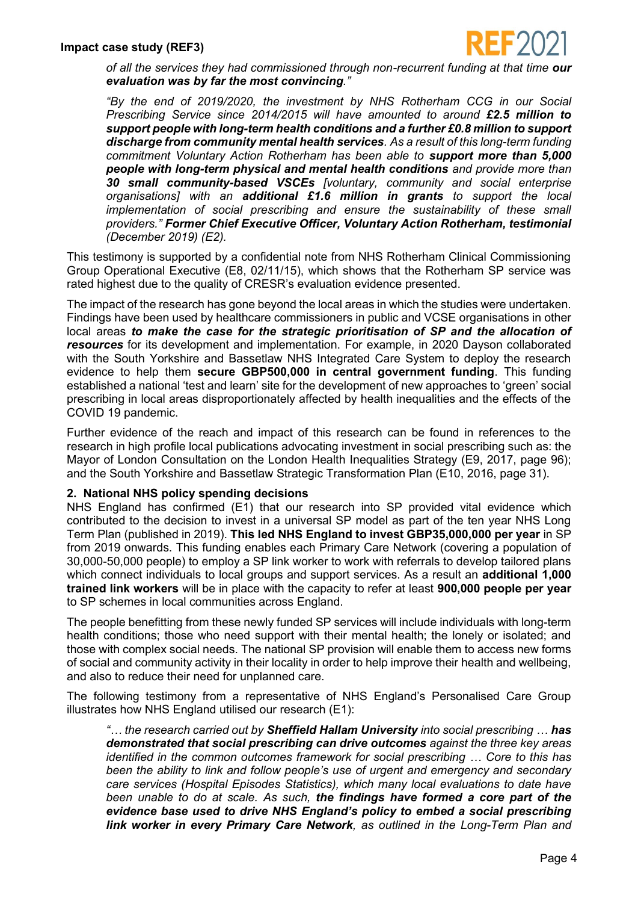*of all the services they had commissioned through non-recurrent funding at that time **our evaluation was by far the most convincing**."*

*"By the end of 2019/2020, the investment by NHS Rotherham CCG in our Social Prescribing Service since 2014/2015 will have amounted to around **£2.5 million to support people with long-term health conditions and a further £0.8 million to support discharge from community mental health services**. As a result of this long-term funding commitment Voluntary Action Rotherham has been able to **support more than 5,000 people with long-term physical and mental health conditions** and provide more than **30 small community-based VSCEs** [voluntary, community and social enterprise organisations] with an **additional £1.6 million in grants** to support the local implementation of social prescribing and ensure the sustainability of these small providers."* ***Former Chief Executive Officer, Voluntary Action Rotherham, testimonial*** *(December 2019) (E2).*

This testimony is supported by a confidential note from NHS Rotherham Clinical Commissioning Group Operational Executive (E8, 02/11/15), which shows that the Rotherham SP service was rated highest due to the quality of CRESR's evaluation evidence presented.

The impact of the research has gone beyond the local areas in which the studies were undertaken. Findings have been used by healthcare commissioners in public and VCSE organisations in other local areas ***to make the case for the strategic prioritisation of SP and the allocation of resources*** for its development and implementation. For example, in 2020 Dayson collaborated with the South Yorkshire and Bassetlaw NHS Integrated Care System to deploy the research evidence to help them **secure GBP500,000 in central government funding**. This funding established a national 'test and learn' site for the development of new approaches to 'green' social prescribing in local areas disproportionately affected by health inequalities and the effects of the COVID 19 pandemic.

Further evidence of the reach and impact of this research can be found in references to the research in high profile local publications advocating investment in social prescribing such as: the Mayor of London Consultation on the London Health Inequalities Strategy (E9, 2017, page 96); and the South Yorkshire and Bassetlaw Strategic Transformation Plan (E10, 2016, page 31).

### 2. National NHS policy spending decisions

NHS England has confirmed (E1) that our research into SP provided vital evidence which contributed to the decision to invest in a universal SP model as part of the ten year NHS Long Term Plan (published in 2019). **This led NHS England to invest GBP35,000,000 per year** in SP from 2019 onwards. This funding enables each Primary Care Network (covering a population of 30,000-50,000 people) to employ a SP link worker to work with referrals to develop tailored plans which connect individuals to local groups and support services. As a result an **additional 1,000 trained link workers** will be in place with the capacity to refer at least **900,000 people per year** to SP schemes in local communities across England.

The people benefitting from these newly funded SP services will include individuals with long-term health conditions; those who need support with their mental health; the lonely or isolated; and those with complex social needs. The national SP provision will enable them to access new forms of social and community activity in their locality in order to help improve their health and wellbeing, and also to reduce their need for unplanned care.

The following testimony from a representative of NHS England's Personalised Care Group illustrates how NHS England utilised our research (E1):

*"… the research carried out by **Sheffield Hallam University** into social prescribing … **has demonstrated that social prescribing can drive outcomes** against the three key areas identified in the common outcomes framework for social prescribing … Core to this has been the ability to link and follow people's use of urgent and emergency and secondary care services (Hospital Episodes Statistics), which many local evaluations to date have been unable to do at scale. As such, **the findings have formed a core part of the evidence base used to drive NHS England's policy to embed a social prescribing link worker in every Primary Care Network**, as outlined in the Long-Term Plan and*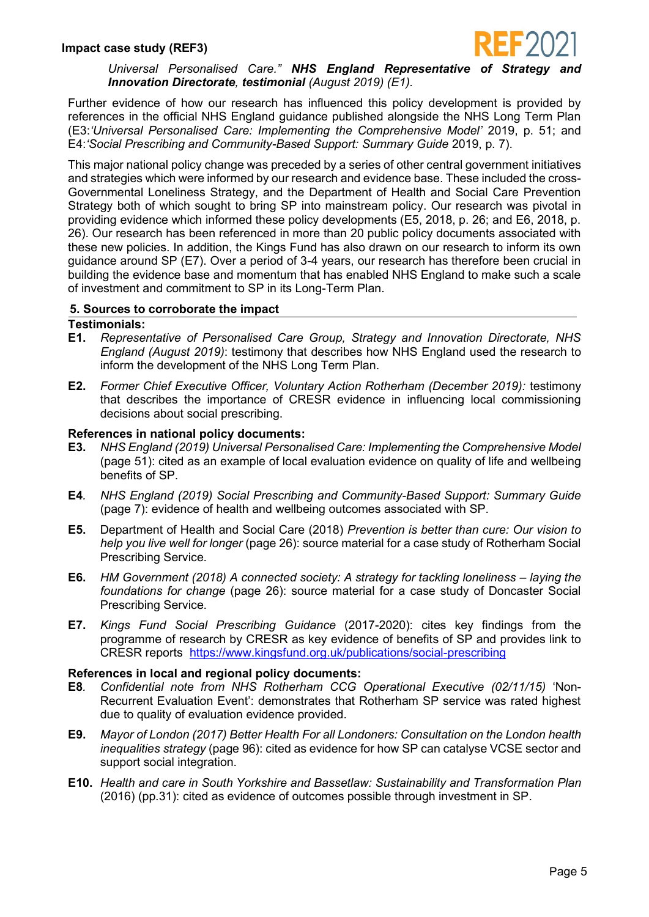*Universal Personalised Care."* ***NHS England Representative of Strategy and Innovation Directorate, testimonial*** *(August 2019) (E1).*

Further evidence of how our research has influenced this policy development is provided by references in the official NHS England guidance published alongside the NHS Long Term Plan (E3:*'Universal Personalised Care: Implementing the Comprehensive Model'* 2019, p. 51; and E4:*'Social Prescribing and Community-Based Support: Summary Guide* 2019, p. 7).

This major national policy change was preceded by a series of other central government initiatives and strategies which were informed by our research and evidence base. These included the cross-Governmental Loneliness Strategy, and the Department of Health and Social Care Prevention Strategy both of which sought to bring SP into mainstream policy. Our research was pivotal in providing evidence which informed these policy developments (E5, 2018, p. 26; and E6, 2018, p. 26). Our research has been referenced in more than 20 public policy documents associated with these new policies. In addition, the Kings Fund has also drawn on our research to inform its own guidance around SP (E7). Over a period of 3-4 years, our research has therefore been crucial in building the evidence base and momentum that has enabled NHS England to make such a scale of investment and commitment to SP in its Long-Term Plan.

## 5. Sources to corroborate the impact

**Testimonials:**

- **E1.** *Representative of Personalised Care Group, Strategy and Innovation Directorate, NHS England (August 2019)*: testimony that describes how NHS England used the research to inform the development of the NHS Long Term Plan.
- **E2.** *Former Chief Executive Officer, Voluntary Action Rotherham (December 2019):* testimony that describes the importance of CRESR evidence in influencing local commissioning decisions about social prescribing.

**References in national policy documents:**

- **E3.** *NHS England (2019) Universal Personalised Care: Implementing the Comprehensive Model* (page 51): cited as an example of local evaluation evidence on quality of life and wellbeing benefits of SP.
- **E4***.* *NHS England (2019) Social Prescribing and Community-Based Support: Summary Guide* (page 7): evidence of health and wellbeing outcomes associated with SP.
- **E5.** Department of Health and Social Care (2018) *Prevention is better than cure: Our vision to help you live well for longer* (page 26): source material for a case study of Rotherham Social Prescribing Service.
- **E6.** *HM Government (2018) A connected society: A strategy for tackling loneliness – laying the foundations for change* (page 26): source material for a case study of Doncaster Social Prescribing Service.
- **E7.** *Kings Fund Social Prescribing Guidance* (2017-2020): cites key findings from the programme of research by CRESR as key evidence of benefits of SP and provides link to CRESR reports https://www.kingsfund.org.uk/publications/social-prescribing

**References in local and regional policy documents:**

- **E8***.* *Confidential note from NHS Rotherham CCG Operational Executive (02/11/15)* 'Non-Recurrent Evaluation Event': demonstrates that Rotherham SP service was rated highest due to quality of evaluation evidence provided.
- **E9.** *Mayor of London (2017) Better Health For all Londoners: Consultation on the London health inequalities strategy* (page 96): cited as evidence for how SP can catalyse VCSE sector and support social integration.
- **E10.** *Health and care in South Yorkshire and Bassetlaw: Sustainability and Transformation Plan* (2016) (pp.31): cited as evidence of outcomes possible through investment in SP.